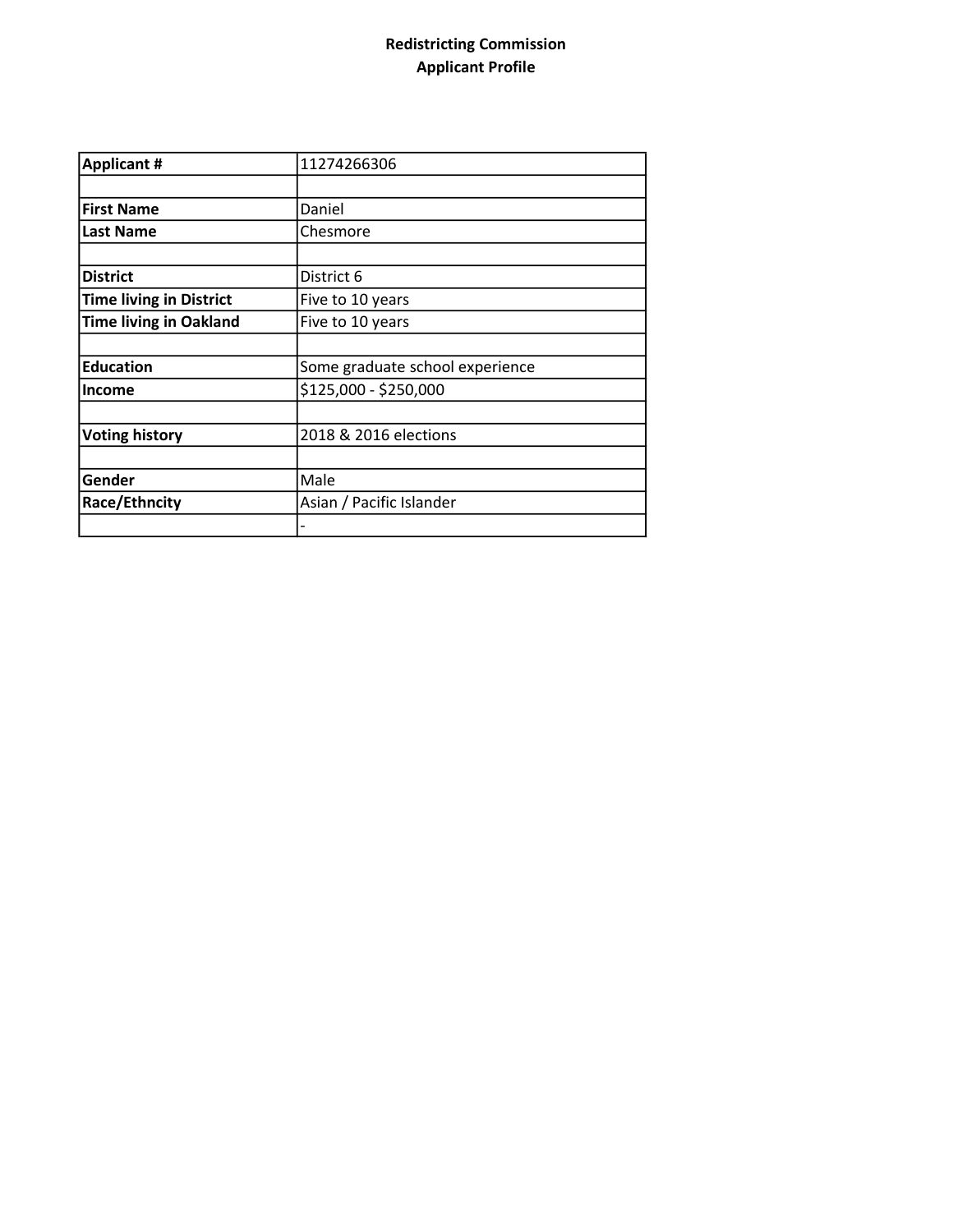**Redistricting Commission**
**Applicant Profile**

| | |
|---|---|
| **Applicant #** | 11274266306 |
| | |
| **First Name** | Daniel |
| **Last Name** | Chesmore |
| | |
| **District** | District 6 |
| **Time living in District** | Five to 10 years |
| **Time living in Oakland** | Five to 10 years |
| | |
| **Education** | Some graduate school experience |
| **Income** | $125,000 - $250,000 |
| | |
| **Voting history** | 2018 & 2016 elections |
| | |
| **Gender** | Male |
| **Race/Ethncity** | Asian / Pacific Islander |
| | - |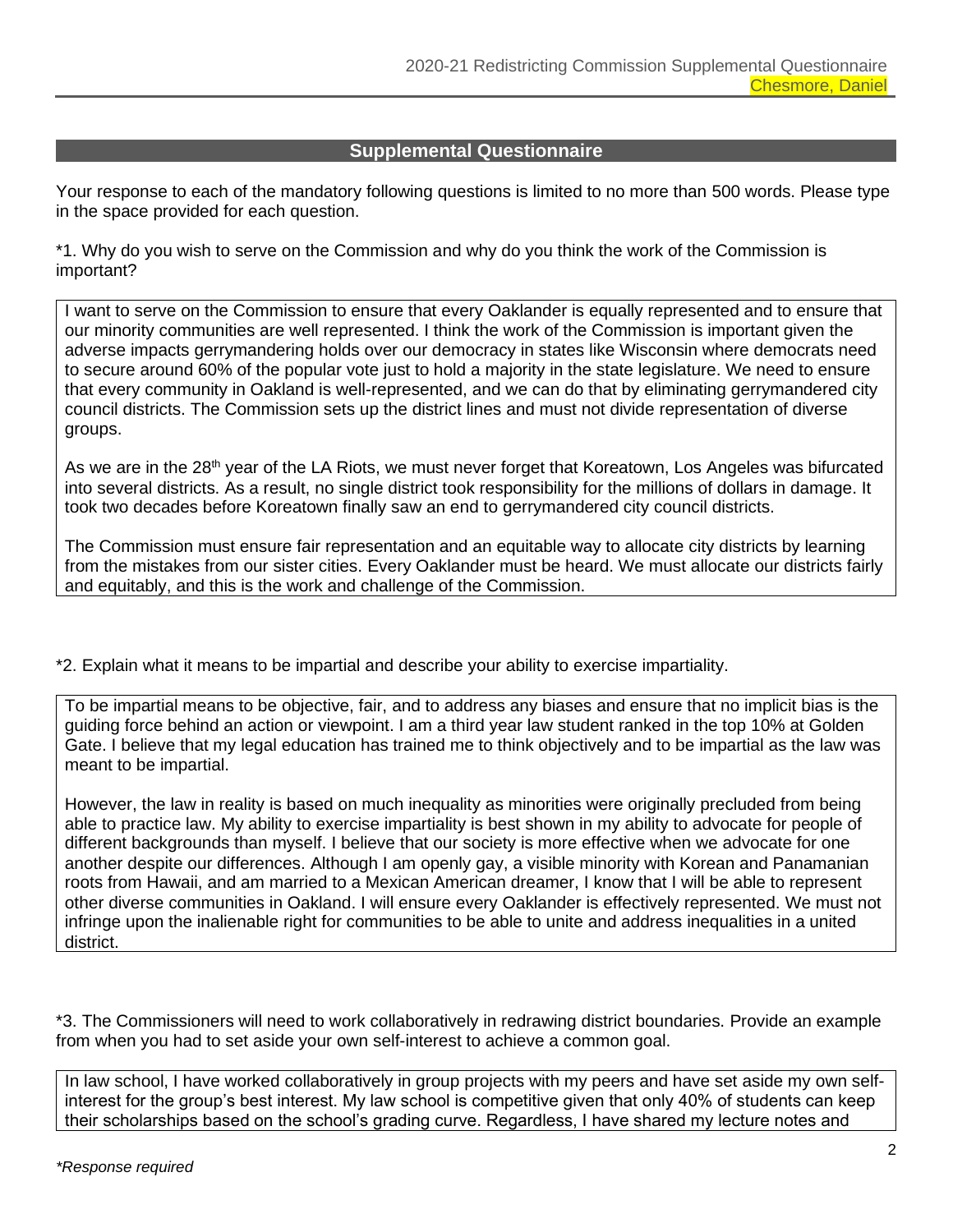## Supplemental Questionnaire

Your response to each of the mandatory following questions is limited to no more than 500 words. Please type in the space provided for each question.

*1. Why do you wish to serve on the Commission and why do you think the work of the Commission is important?

I want to serve on the Commission to ensure that every Oaklander is equally represented and to ensure that our minority communities are well represented. I think the work of the Commission is important given the adverse impacts gerrymandering holds over our democracy in states like Wisconsin where democrats need to secure around 60% of the popular vote just to hold a majority in the state legislature. We need to ensure that every community in Oakland is well-represented, and we can do that by eliminating gerrymandered city council districts. The Commission sets up the district lines and must not divide representation of diverse groups.

As we are in the 28th year of the LA Riots, we must never forget that Koreatown, Los Angeles was bifurcated into several districts. As a result, no single district took responsibility for the millions of dollars in damage. It took two decades before Koreatown finally saw an end to gerrymandered city council districts.

The Commission must ensure fair representation and an equitable way to allocate city districts by learning from the mistakes from our sister cities. Every Oaklander must be heard. We must allocate our districts fairly and equitably, and this is the work and challenge of the Commission.

*2. Explain what it means to be impartial and describe your ability to exercise impartiality.

To be impartial means to be objective, fair, and to address any biases and ensure that no implicit bias is the guiding force behind an action or viewpoint. I am a third year law student ranked in the top 10% at Golden Gate. I believe that my legal education has trained me to think objectively and to be impartial as the law was meant to be impartial.

However, the law in reality is based on much inequality as minorities were originally precluded from being able to practice law. My ability to exercise impartiality is best shown in my ability to advocate for people of different backgrounds than myself. I believe that our society is more effective when we advocate for one another despite our differences. Although I am openly gay, a visible minority with Korean and Panamanian roots from Hawaii, and am married to a Mexican American dreamer, I know that I will be able to represent other diverse communities in Oakland. I will ensure every Oaklander is effectively represented. We must not infringe upon the inalienable right for communities to be able to unite and address inequalities in a united district.

*3. The Commissioners will need to work collaboratively in redrawing district boundaries. Provide an example from when you had to set aside your own self-interest to achieve a common goal.

In law school, I have worked collaboratively in group projects with my peers and have set aside my own self-interest for the group's best interest. My law school is competitive given that only 40% of students can keep their scholarships based on the school's grading curve. Regardless, I have shared my lecture notes and

*\*Response required*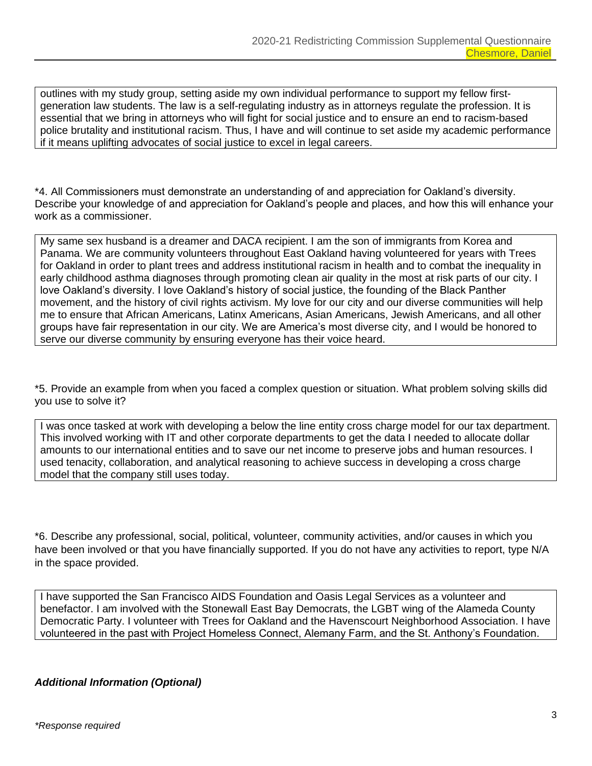outlines with my study group, setting aside my own individual performance to support my fellow first-generation law students. The law is a self-regulating industry as in attorneys regulate the profession. It is essential that we bring in attorneys who will fight for social justice and to ensure an end to racism-based police brutality and institutional racism. Thus, I have and will continue to set aside my academic performance if it means uplifting advocates of social justice to excel in legal careers.

*4. All Commissioners must demonstrate an understanding of and appreciation for Oakland's diversity. Describe your knowledge of and appreciation for Oakland's people and places, and how this will enhance your work as a commissioner.

My same sex husband is a dreamer and DACA recipient. I am the son of immigrants from Korea and Panama. We are community volunteers throughout East Oakland having volunteered for years with Trees for Oakland in order to plant trees and address institutional racism in health and to combat the inequality in early childhood asthma diagnoses through promoting clean air quality in the most at risk parts of our city. I love Oakland's diversity. I love Oakland's history of social justice, the founding of the Black Panther movement, and the history of civil rights activism. My love for our city and our diverse communities will help me to ensure that African Americans, Latinx Americans, Asian Americans, Jewish Americans, and all other groups have fair representation in our city. We are America's most diverse city, and I would be honored to serve our diverse community by ensuring everyone has their voice heard.

*5. Provide an example from when you faced a complex question or situation. What problem solving skills did you use to solve it?

I was once tasked at work with developing a below the line entity cross charge model for our tax department. This involved working with IT and other corporate departments to get the data I needed to allocate dollar amounts to our international entities and to save our net income to preserve jobs and human resources. I used tenacity, collaboration, and analytical reasoning to achieve success in developing a cross charge model that the company still uses today.

*6. Describe any professional, social, political, volunteer, community activities, and/or causes in which you have been involved or that you have financially supported. If you do not have any activities to report, type N/A in the space provided.

I have supported the San Francisco AIDS Foundation and Oasis Legal Services as a volunteer and benefactor. I am involved with the Stonewall East Bay Democrats, the LGBT wing of the Alameda County Democratic Party. I volunteer with Trees for Oakland and the Havenscourt Neighborhood Association. I have volunteered in the past with Project Homeless Connect, Alemany Farm, and the St. Anthony's Foundation.

***Additional Information (Optional)***

*\*Response required*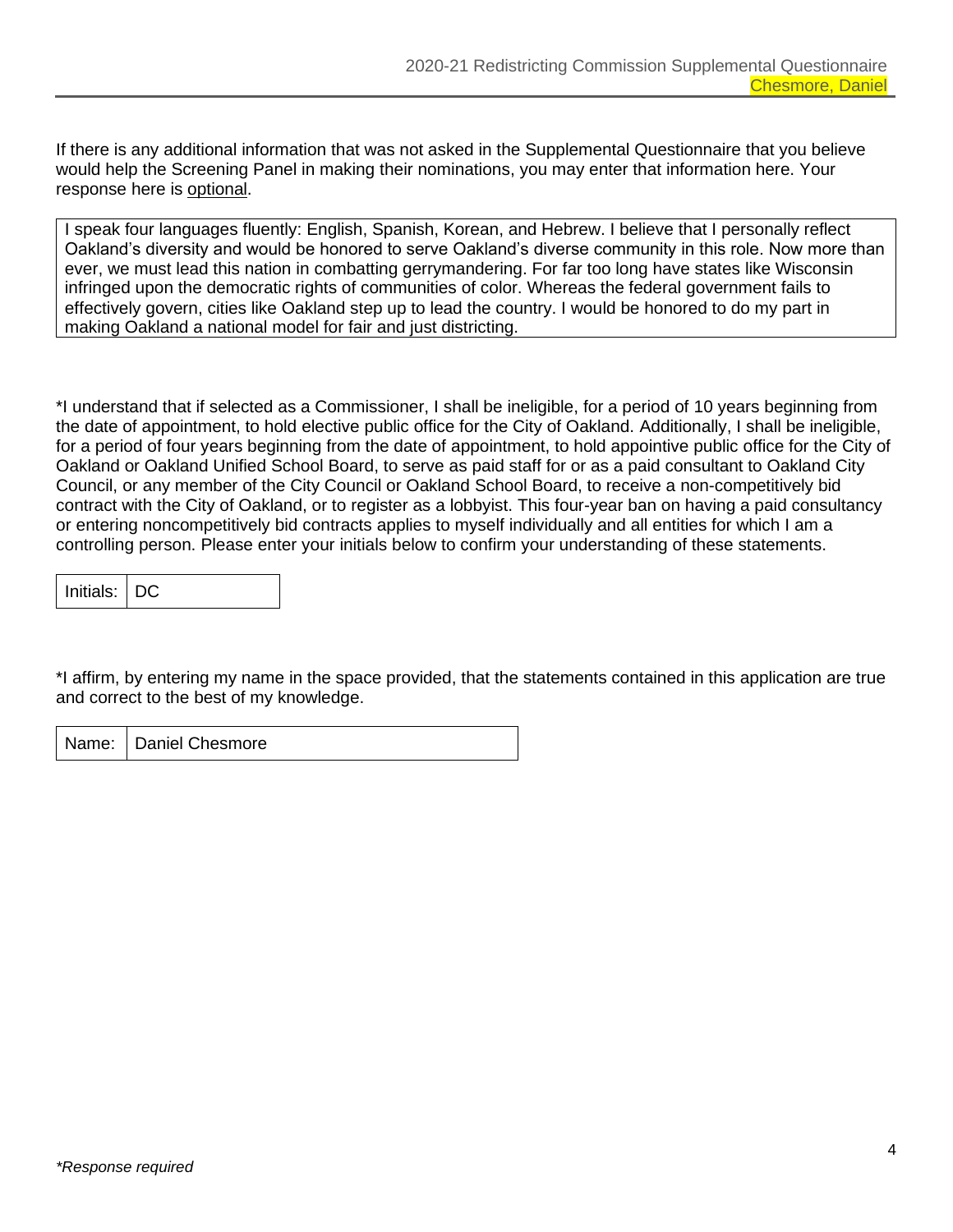If there is any additional information that was not asked in the Supplemental Questionnaire that you believe would help the Screening Panel in making their nominations, you may enter that information here. Your response here is optional.

I speak four languages fluently: English, Spanish, Korean, and Hebrew. I believe that I personally reflect Oakland's diversity and would be honored to serve Oakland's diverse community in this role. Now more than ever, we must lead this nation in combatting gerrymandering. For far too long have states like Wisconsin infringed upon the democratic rights of communities of color. Whereas the federal government fails to effectively govern, cities like Oakland step up to lead the country. I would be honored to do my part in making Oakland a national model for fair and just districting.

*I understand that if selected as a Commissioner, I shall be ineligible, for a period of 10 years beginning from the date of appointment, to hold elective public office for the City of Oakland. Additionally, I shall be ineligible, for a period of four years beginning from the date of appointment, to hold appointive public office for the City of Oakland or Oakland Unified School Board, to serve as paid staff for or as a paid consultant to Oakland City Council, or any member of the City Council or Oakland School Board, to receive a non-competitively bid contract with the City of Oakland, or to register as a lobbyist. This four-year ban on having a paid consultancy or entering noncompetitively bid contracts applies to myself individually and all entities for which I am a controlling person. Please enter your initials below to confirm your understanding of these statements.

| | |
|---|---|
| Initials: | DC |

*I affirm, by entering my name in the space provided, that the statements contained in this application are true and correct to the best of my knowledge.

| | |
|---|---|
| Name: | Daniel Chesmore |

*Response required